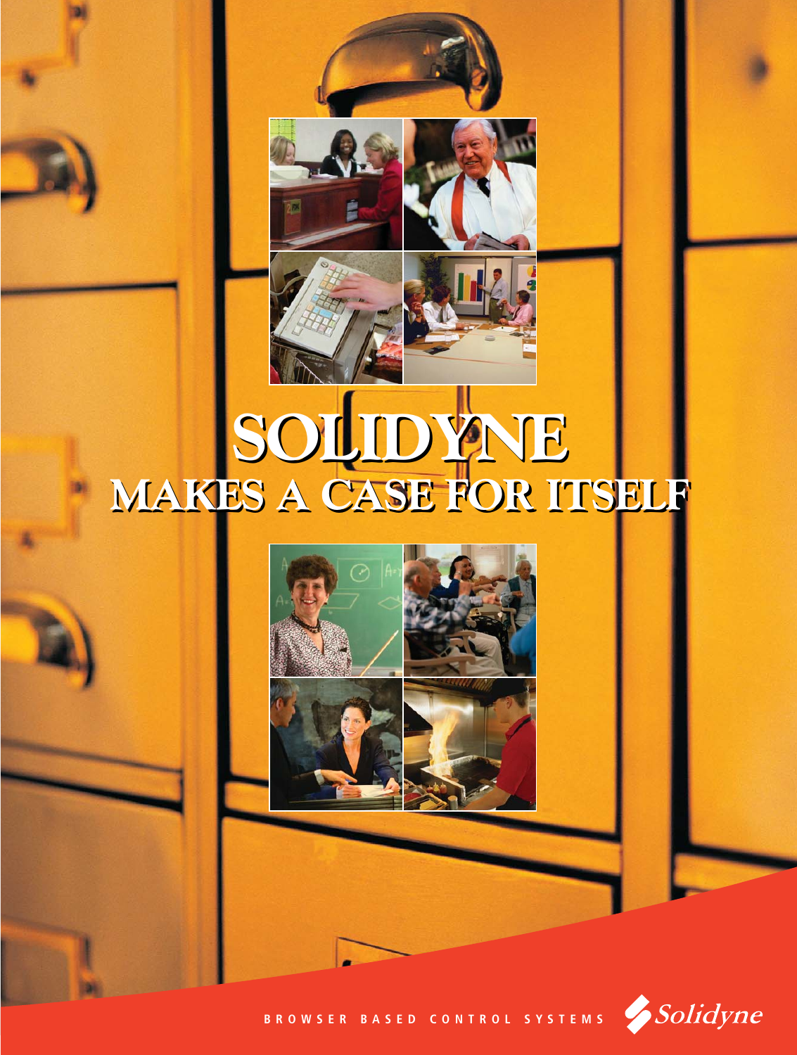# SOLIDYNE

## MAKES A CASE FOR ITSELF

BROWSER BASED CONTROL SYSTEMS

Solidyne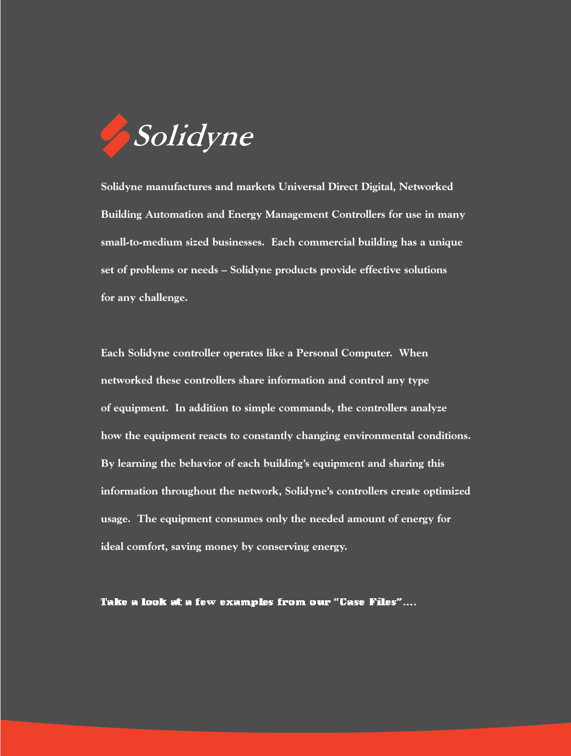# Solidyne

**Solidyne manufactures and markets Universal Direct Digital, Networked Building Automation and Energy Management Controllers for use in many small-to-medium sized businesses. Each commercial building has a unique set of problems or needs – Solidyne products provide effective solutions for any challenge.**

**Each Solidyne controller operates like a Personal Computer. When networked these controllers share information and control any type of equipment. In addition to simple commands, the controllers analyze how the equipment reacts to constantly changing environmental conditions. By learning the behavior of each building's equipment and sharing this information throughout the network, Solidyne's controllers create optimized usage. The equipment consumes only the needed amount of energy for ideal comfort, saving money by conserving energy.**

**Take a look at a few examples from our "Case Files"....**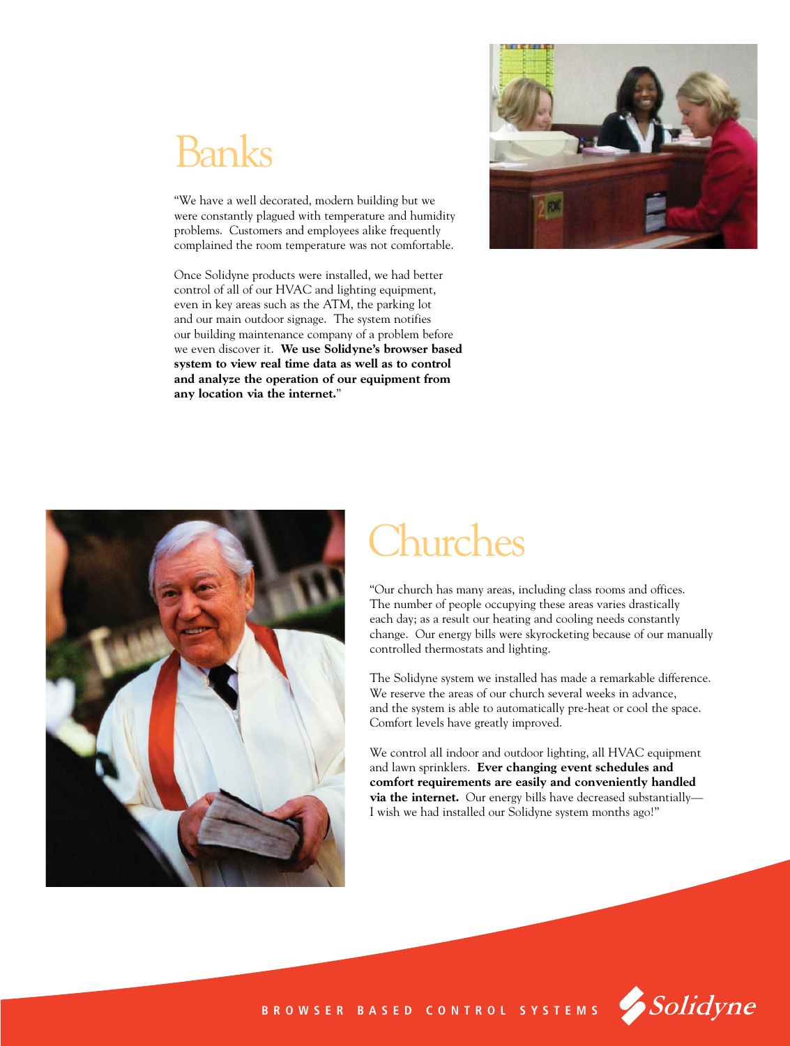# Banks

"We have a well decorated, modern building but we were constantly plagued with temperature and humidity problems. Customers and employees alike frequently complained the room temperature was not comfortable.

Once Solidyne products were installed, we had better control of all of our HVAC and lighting equipment, even in key areas such as the ATM, the parking lot and our main outdoor signage. The system notifies our building maintenance company of a problem before we even discover it. **We use Solidyne's browser based system to view real time data as well as to control and analyze the operation of our equipment from any location via the internet.**"

# Churches

"Our church has many areas, including class rooms and offices. The number of people occupying these areas varies drastically each day; as a result our heating and cooling needs constantly change. Our energy bills were skyrocketing because of our manually controlled thermostats and lighting.

The Solidyne system we installed has made a remarkable difference. We reserve the areas of our church several weeks in advance, and the system is able to automatically pre-heat or cool the space. Comfort levels have greatly improved.

We control all indoor and outdoor lighting, all HVAC equipment and lawn sprinklers. **Ever changing event schedules and comfort requirements are easily and conveniently handled via the internet.** Our energy bills have decreased substantially— I wish we had installed our Solidyne system months ago!"

BROWSER BASED CONTROL SYSTEMS Solidyne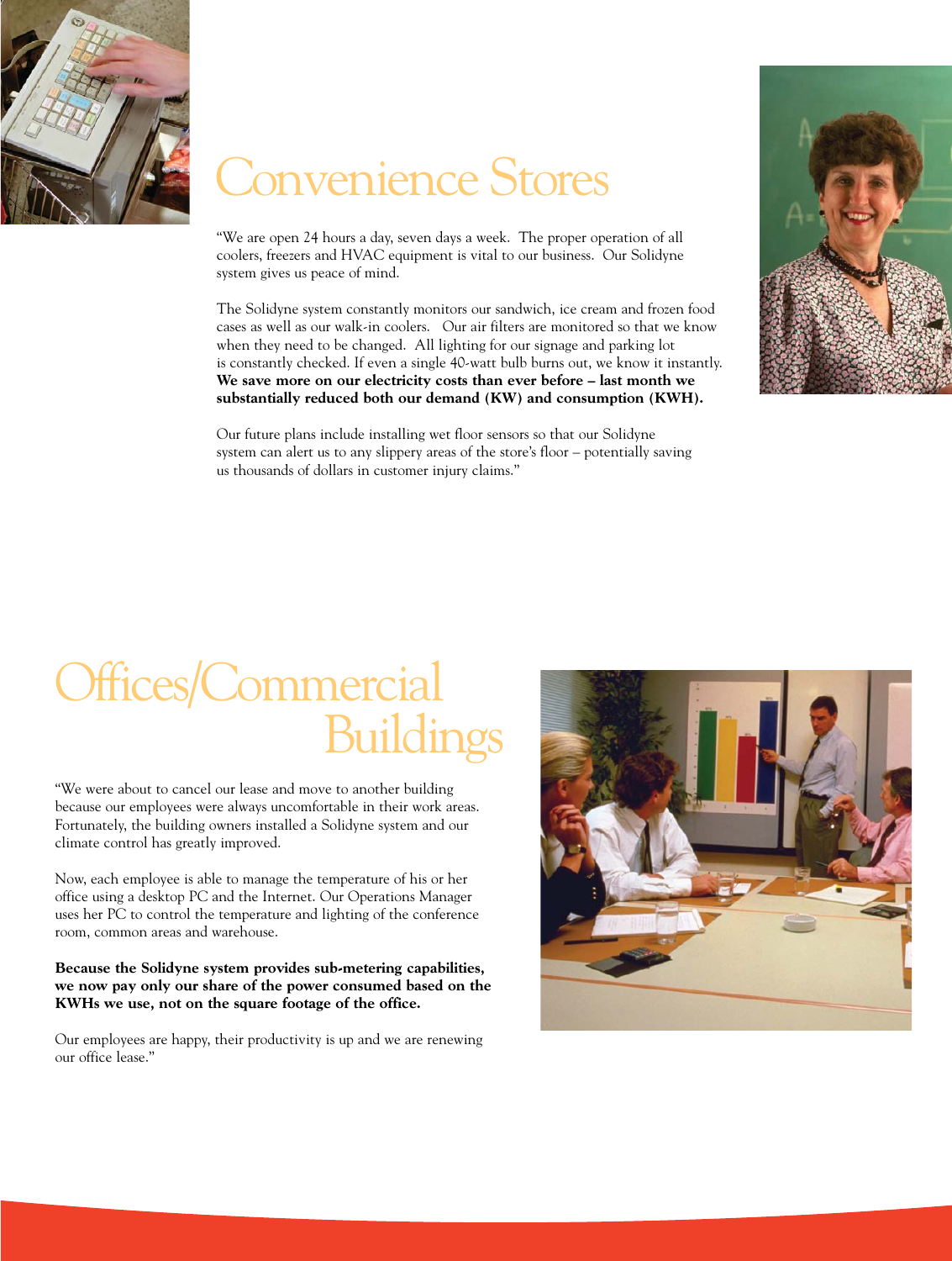# Convenience Stores

"We are open 24 hours a day, seven days a week. The proper operation of all coolers, freezers and HVAC equipment is vital to our business. Our Solidyne system gives us peace of mind.

The Solidyne system constantly monitors our sandwich, ice cream and frozen food cases as well as our walk-in coolers. Our air filters are monitored so that we know when they need to be changed. All lighting for our signage and parking lot is constantly checked. If even a single 40-watt bulb burns out, we know it instantly. **We save more on our electricity costs than ever before – last month we substantially reduced both our demand (KW) and consumption (KWH).**

Our future plans include installing wet floor sensors so that our Solidyne system can alert us to any slippery areas of the store's floor – potentially saving us thousands of dollars in customer injury claims."

# Offices/Commercial Buildings

"We were about to cancel our lease and move to another building because our employees were always uncomfortable in their work areas. Fortunately, the building owners installed a Solidyne system and our climate control has greatly improved.

Now, each employee is able to manage the temperature of his or her office using a desktop PC and the Internet. Our Operations Manager uses her PC to control the temperature and lighting of the conference room, common areas and warehouse.

**Because the Solidyne system provides sub-metering capabilities, we now pay only our share of the power consumed based on the KWHs we use, not on the square footage of the office.**

Our employees are happy, their productivity is up and we are renewing our office lease."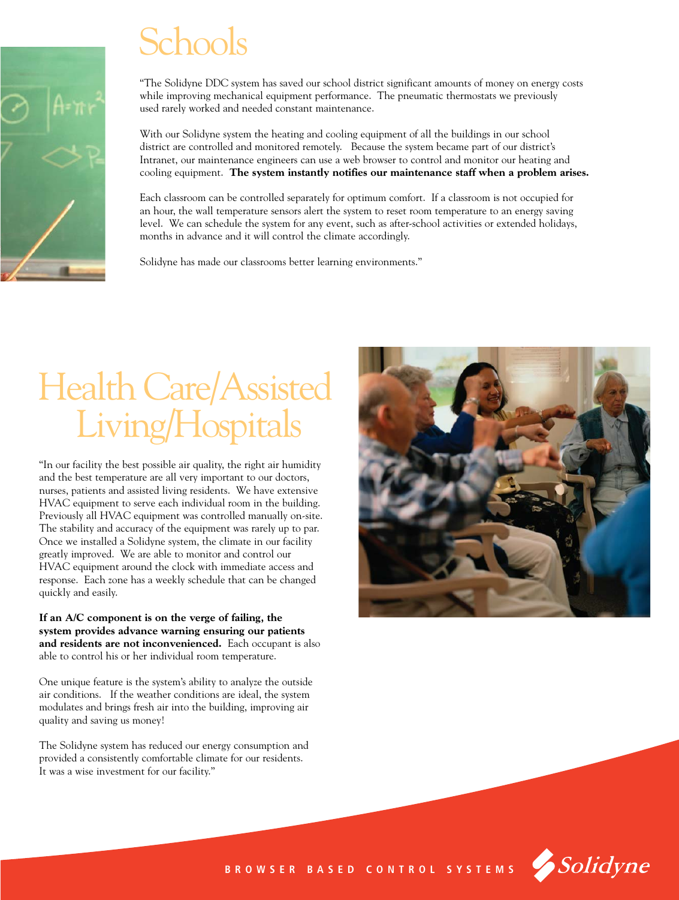# Schools

"The Solidyne DDC system has saved our school district significant amounts of money on energy costs while improving mechanical equipment performance. The pneumatic thermostats we previously used rarely worked and needed constant maintenance.

With our Solidyne system the heating and cooling equipment of all the buildings in our school district are controlled and monitored remotely. Because the system became part of our district's Intranet, our maintenance engineers can use a web browser to control and monitor our heating and cooling equipment. **The system instantly notifies our maintenance staff when a problem arises.**

Each classroom can be controlled separately for optimum comfort. If a classroom is not occupied for an hour, the wall temperature sensors alert the system to reset room temperature to an energy saving level. We can schedule the system for any event, such as after-school activities or extended holidays, months in advance and it will control the climate accordingly.

Solidyne has made our classrooms better learning environments."

# Health Care/Assisted Living/Hospitals

"In our facility the best possible air quality, the right air humidity and the best temperature are all very important to our doctors, nurses, patients and assisted living residents. We have extensive HVAC equipment to serve each individual room in the building. Previously all HVAC equipment was controlled manually on-site. The stability and accuracy of the equipment was rarely up to par. Once we installed a Solidyne system, the climate in our facility greatly improved. We are able to monitor and control our HVAC equipment around the clock with immediate access and response. Each zone has a weekly schedule that can be changed quickly and easily.

**If an A/C component is on the verge of failing, the system provides advance warning ensuring our patients and residents are not inconvenienced.** Each occupant is also able to control his or her individual room temperature.

One unique feature is the system's ability to analyze the outside air conditions. If the weather conditions are ideal, the system modulates and brings fresh air into the building, improving air quality and saving us money!

The Solidyne system has reduced our energy consumption and provided a consistently comfortable climate for our residents. It was a wise investment for our facility."

BROWSER BASED CONTROL SYSTEMS Solidyne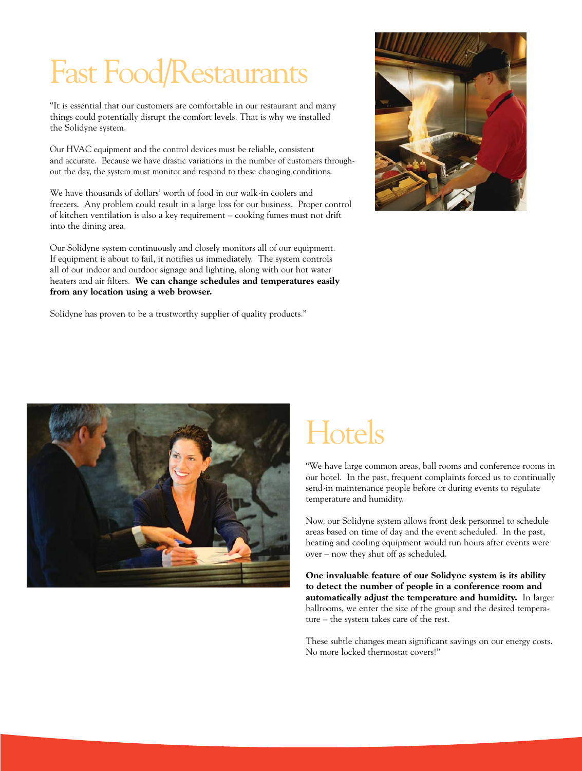# Fast Food/Restaurants

"It is essential that our customers are comfortable in our restaurant and many things could potentially disrupt the comfort levels. That is why we installed the Solidyne system.

Our HVAC equipment and the control devices must be reliable, consistent and accurate. Because we have drastic variations in the number of customers throughout the day, the system must monitor and respond to these changing conditions.

We have thousands of dollars' worth of food in our walk-in coolers and freezers. Any problem could result in a large loss for our business. Proper control of kitchen ventilation is also a key requirement – cooking fumes must not drift into the dining area.

Our Solidyne system continuously and closely monitors all of our equipment. If equipment is about to fail, it notifies us immediately. The system controls all of our indoor and outdoor signage and lighting, along with our hot water heaters and air filters. **We can change schedules and temperatures easily from any location using a web browser.**

Solidyne has proven to be a trustworthy supplier of quality products."

# Hotels

"We have large common areas, ball rooms and conference rooms in our hotel. In the past, frequent complaints forced us to continually send-in maintenance people before or during events to regulate temperature and humidity.

Now, our Solidyne system allows front desk personnel to schedule areas based on time of day and the event scheduled. In the past, heating and cooling equipment would run hours after events were over – now they shut off as scheduled.

**One invaluable feature of our Solidyne system is its ability to detect the number of people in a conference room and automatically adjust the temperature and humidity.** In larger ballrooms, we enter the size of the group and the desired temperature – the system takes care of the rest.

These subtle changes mean significant savings on our energy costs. No more locked thermostat covers!"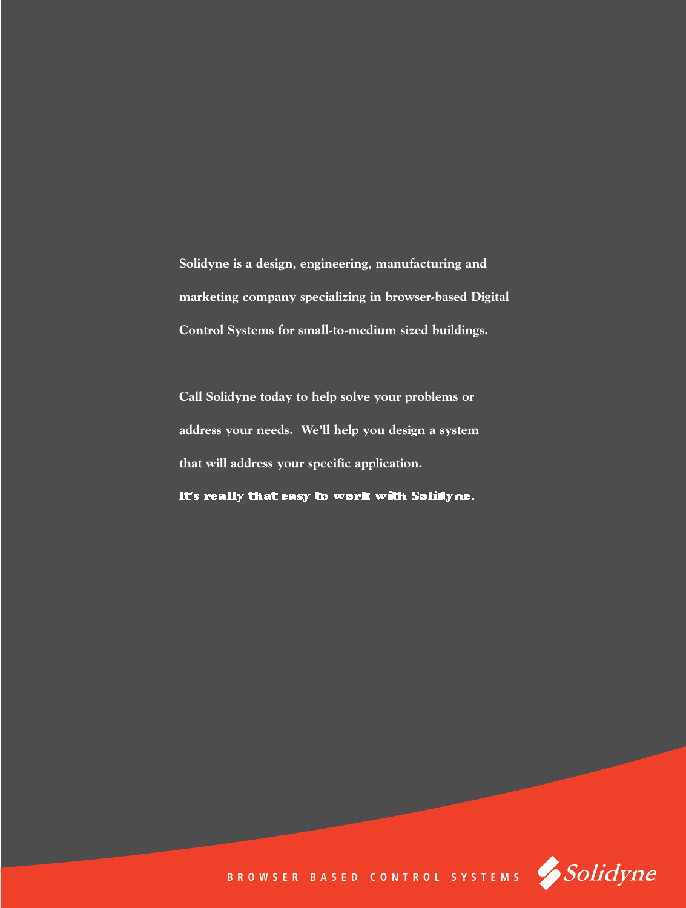**Solidyne is a design, engineering, manufacturing and marketing company specializing in browser-based Digital Control Systems for small-to-medium sized buildings.**

**Call Solidyne today to help solve your problems or address your needs. We'll help you design a system that will address your specific application.**

**It's really that easy to work with Solidyne.**

BROWSER BASED CONTROL SYSTEMS

Solidyne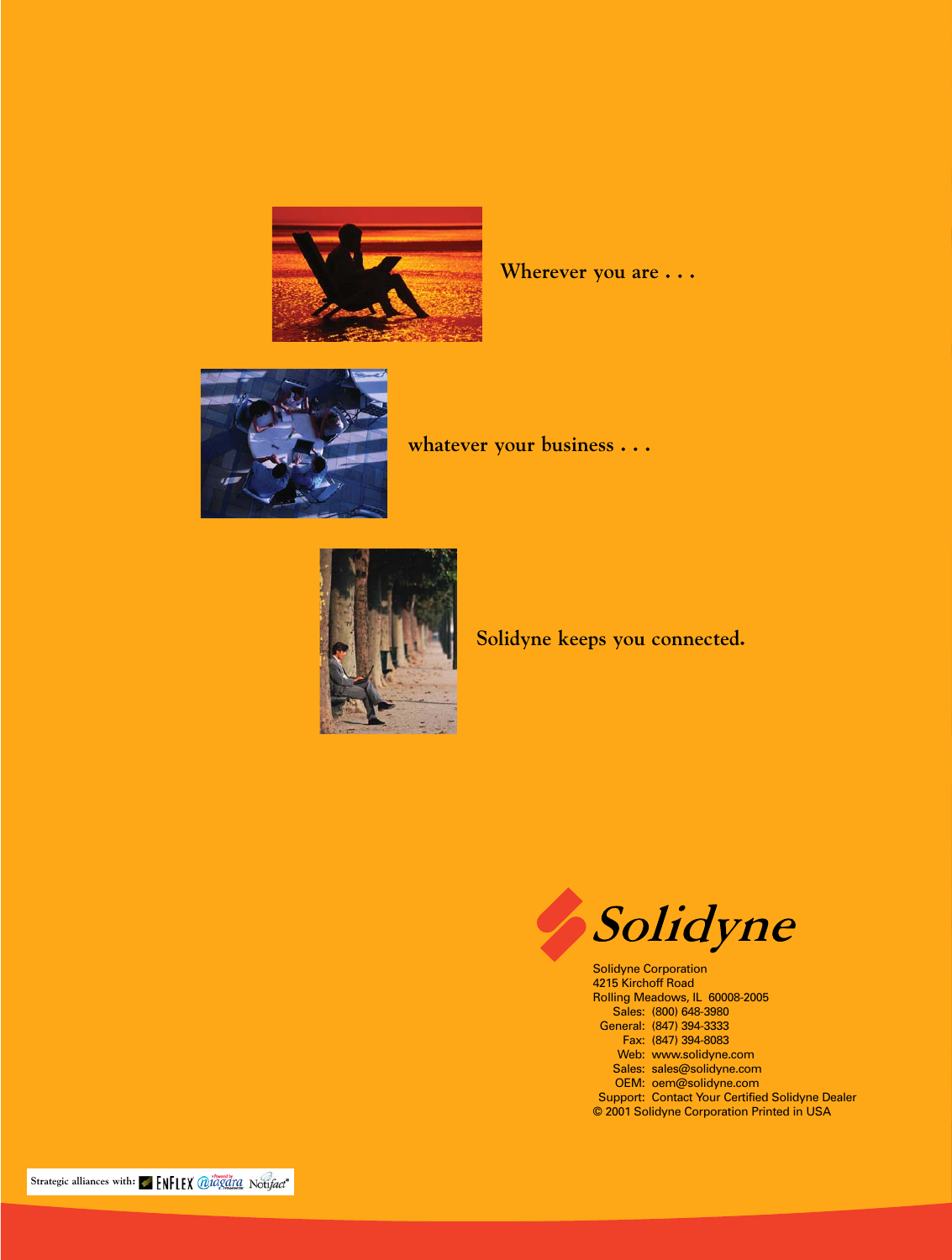**Wherever you are . . .**

**whatever your business . . .**

**Solidyne keeps you connected.**

Solidyne

Solidyne Corporation
4215 Kirchoff Road
Rolling Meadows, IL 60008-2005
Sales: (800) 648-3980
General: (847) 394-3333
Fax: (847) 394-8083
Web: www.solidyne.com
Sales: sales@solidyne.com
OEM: oem@solidyne.com
Support: Contact Your Certified Solidyne Dealer
© 2001 Solidyne Corporation Printed in USA

Strategic alliances with: ENFLEX Niagara Notifact